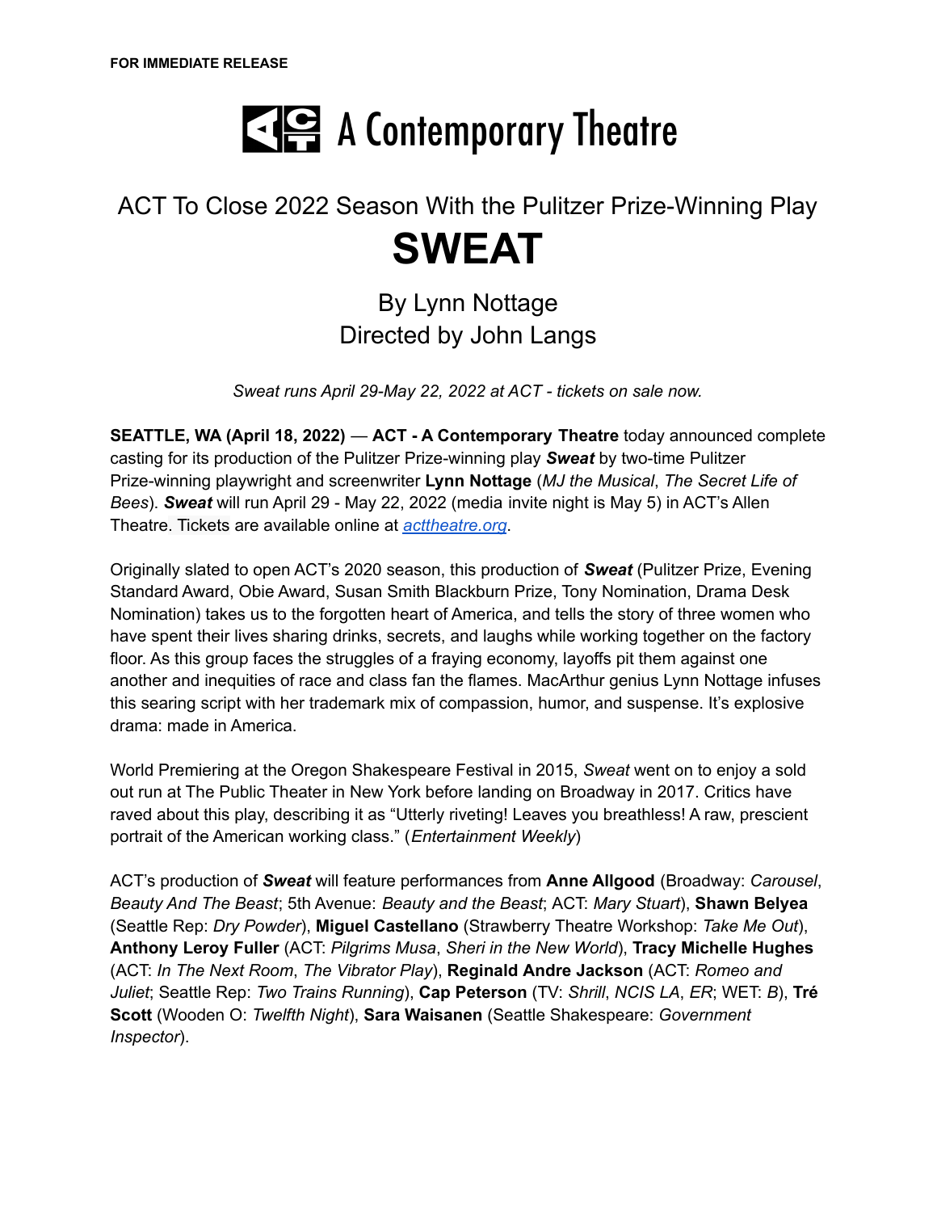**FOR IMMEDIATE RELEASE**

# A Contemporary Theatre

## ACT To Close 2022 Season With the Pulitzer Prize-Winning Play

# SWEAT

### By Lynn Nottage
### Directed by John Langs

*Sweat runs April 29-May 22, 2022 at ACT - tickets on sale now.*

**SEATTLE, WA (April 18, 2022)** — **ACT - A Contemporary Theatre** today announced complete casting for its production of the Pulitzer Prize-winning play ***Sweat*** by two-time Pulitzer Prize-winning playwright and screenwriter **Lynn Nottage** (*MJ the Musical*, *The Secret Life of Bees*). ***Sweat*** will run April 29 - May 22, 2022 (media invite night is May 5) in ACT's Allen Theatre. Tickets are available online at [acttheatre.org](acttheatre.org).

Originally slated to open ACT's 2020 season, this production of ***Sweat*** (Pulitzer Prize, Evening Standard Award, Obie Award, Susan Smith Blackburn Prize, Tony Nomination, Drama Desk Nomination) takes us to the forgotten heart of America, and tells the story of three women who have spent their lives sharing drinks, secrets, and laughs while working together on the factory floor. As this group faces the struggles of a fraying economy, layoffs pit them against one another and inequities of race and class fan the flames. MacArthur genius Lynn Nottage infuses this searing script with her trademark mix of compassion, humor, and suspense. It's explosive drama: made in America.

World Premiering at the Oregon Shakespeare Festival in 2015, *Sweat* went on to enjoy a sold out run at The Public Theater in New York before landing on Broadway in 2017. Critics have raved about this play, describing it as "Utterly riveting! Leaves you breathless! A raw, prescient portrait of the American working class." (*Entertainment Weekly*)

ACT's production of ***Sweat*** will feature performances from **Anne Allgood** (Broadway: *Carousel*, *Beauty And The Beast*; 5th Avenue: *Beauty and the Beast*; ACT: *Mary Stuart*), **Shawn Belyea** (Seattle Rep: *Dry Powder*), **Miguel Castellano** (Strawberry Theatre Workshop: *Take Me Out*), **Anthony Leroy Fuller** (ACT: *Pilgrims Musa*, *Sheri in the New World*), **Tracy Michelle Hughes** (ACT: *In The Next Room*, *The Vibrator Play*), **Reginald Andre Jackson** (ACT: *Romeo and Juliet*; Seattle Rep: *Two Trains Running*), **Cap Peterson** (TV: *Shrill*, *NCIS LA*, *ER*; WET: *B*), **Tré Scott** (Wooden O: *Twelfth Night*), **Sara Waisanen** (Seattle Shakespeare: *Government Inspector*).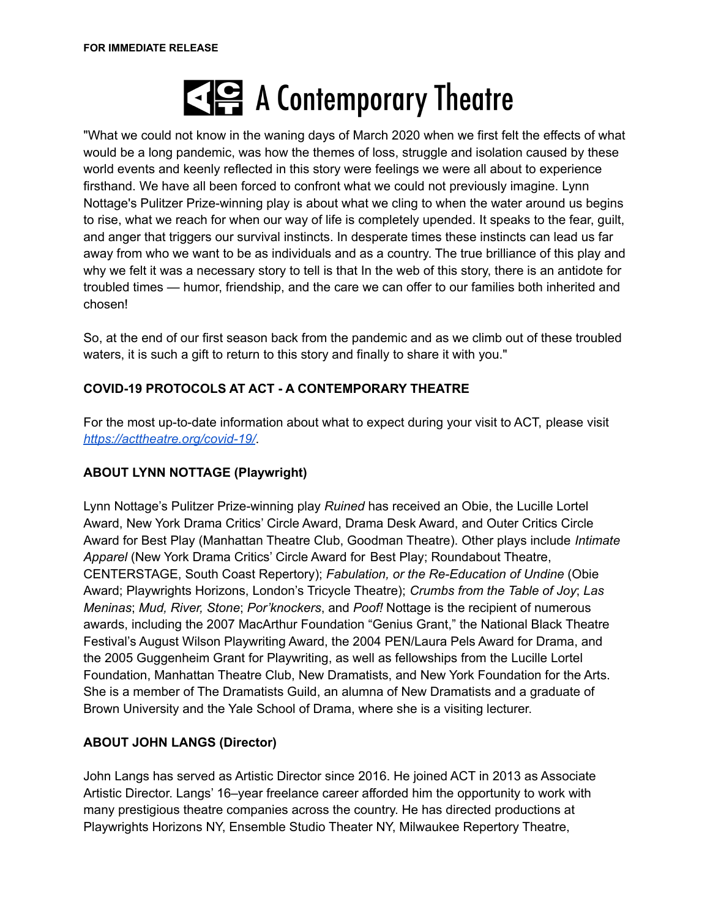**FOR IMMEDIATE RELEASE**

# A Contemporary Theatre

"What we could not know in the waning days of March 2020 when we first felt the effects of what would be a long pandemic, was how the themes of loss, struggle and isolation caused by these world events and keenly reflected in this story were feelings we were all about to experience firsthand. We have all been forced to confront what we could not previously imagine. Lynn Nottage's Pulitzer Prize-winning play is about what we cling to when the water around us begins to rise, what we reach for when our way of life is completely upended. It speaks to the fear, guilt, and anger that triggers our survival instincts. In desperate times these instincts can lead us far away from who we want to be as individuals and as a country. The true brilliance of this play and why we felt it was a necessary story to tell is that In the web of this story, there is an antidote for troubled times — humor, friendship, and the care we can offer to our families both inherited and chosen!

So, at the end of our first season back from the pandemic and as we climb out of these troubled waters, it is such a gift to return to this story and finally to share it with you."

**COVID-19 PROTOCOLS AT ACT - A CONTEMPORARY THEATRE**

For the most up-to-date information about what to expect during your visit to ACT, please visit *https://acttheatre.org/covid-19/*.

**ABOUT LYNN NOTTAGE (Playwright)**

Lynn Nottage's Pulitzer Prize-winning play *Ruined* has received an Obie, the Lucille Lortel Award, New York Drama Critics' Circle Award, Drama Desk Award, and Outer Critics Circle Award for Best Play (Manhattan Theatre Club, Goodman Theatre). Other plays include *Intimate Apparel* (New York Drama Critics' Circle Award for Best Play; Roundabout Theatre, CENTERSTAGE, South Coast Repertory); *Fabulation, or the Re-Education of Undine* (Obie Award; Playwrights Horizons, London's Tricycle Theatre); *Crumbs from the Table of Joy*; *Las Meninas*; *Mud, River, Stone*; *Por'knockers*, and *Poof!* Nottage is the recipient of numerous awards, including the 2007 MacArthur Foundation "Genius Grant," the National Black Theatre Festival's August Wilson Playwriting Award, the 2004 PEN/Laura Pels Award for Drama, and the 2005 Guggenheim Grant for Playwriting, as well as fellowships from the Lucille Lortel Foundation, Manhattan Theatre Club, New Dramatists, and New York Foundation for the Arts. She is a member of The Dramatists Guild, an alumna of New Dramatists and a graduate of Brown University and the Yale School of Drama, where she is a visiting lecturer.

**ABOUT JOHN LANGS (Director)**

John Langs has served as Artistic Director since 2016. He joined ACT in 2013 as Associate Artistic Director. Langs' 16–year freelance career afforded him the opportunity to work with many prestigious theatre companies across the country. He has directed productions at Playwrights Horizons NY, Ensemble Studio Theater NY, Milwaukee Repertory Theatre,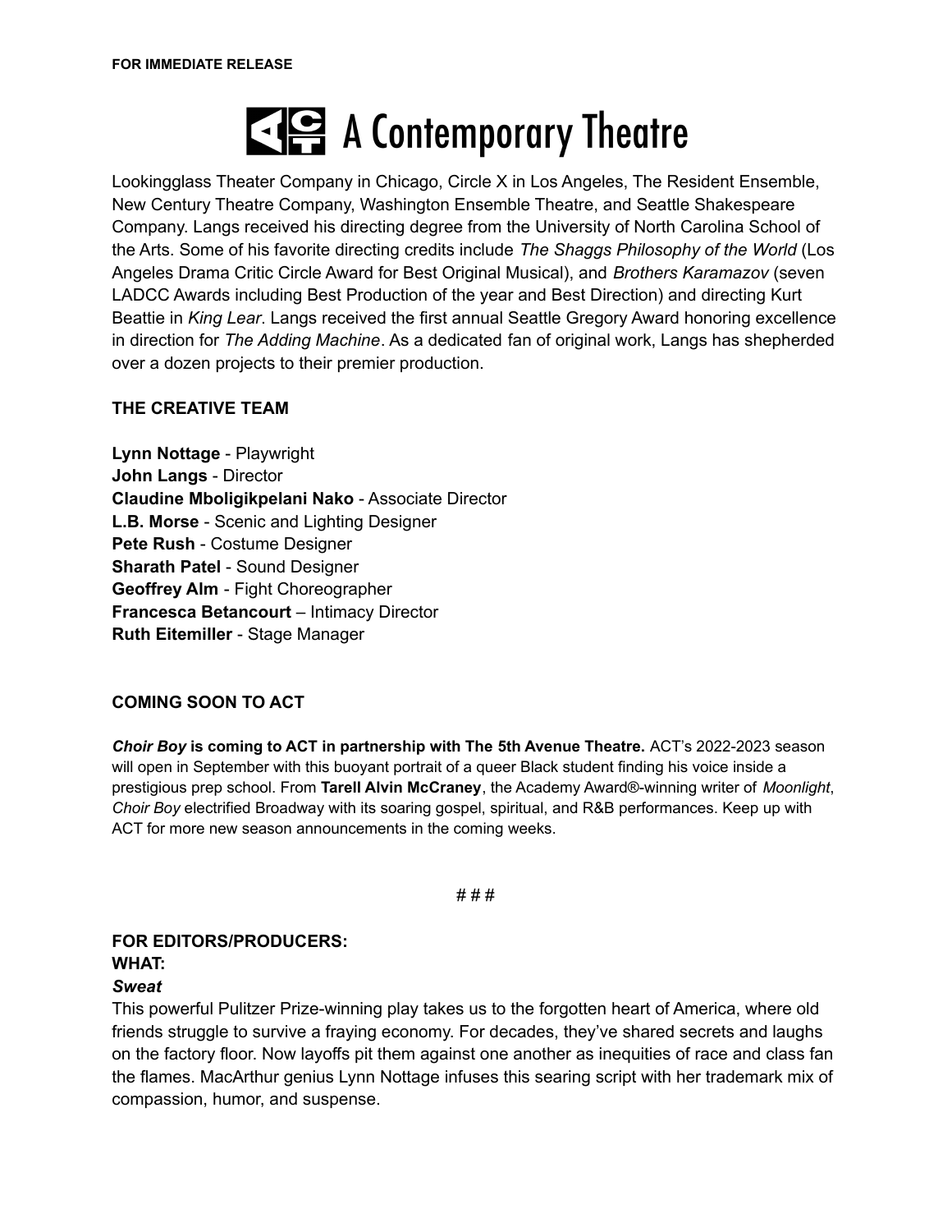FOR IMMEDIATE RELEASE

# A Contemporary Theatre

Lookingglass Theater Company in Chicago, Circle X in Los Angeles, The Resident Ensemble, New Century Theatre Company, Washington Ensemble Theatre, and Seattle Shakespeare Company. Langs received his directing degree from the University of North Carolina School of the Arts. Some of his favorite directing credits include *The Shaggs Philosophy of the World* (Los Angeles Drama Critic Circle Award for Best Original Musical), and *Brothers Karamazov* (seven LADCC Awards including Best Production of the year and Best Direction) and directing Kurt Beattie in *King Lear*. Langs received the first annual Seattle Gregory Award honoring excellence in direction for *The Adding Machine*. As a dedicated fan of original work, Langs has shepherded over a dozen projects to their premier production.

## THE CREATIVE TEAM

**Lynn Nottage** - Playwright
**John Langs** - Director
**Claudine Mboligikpelani Nako** - Associate Director
**L.B. Morse** - Scenic and Lighting Designer
**Pete Rush** - Costume Designer
**Sharath Patel** - Sound Designer
**Geoffrey Alm** - Fight Choreographer
**Francesca Betancourt** – Intimacy Director
**Ruth Eitemiller** - Stage Manager

## COMING SOON TO ACT

***Choir Boy* is coming to ACT in partnership with The 5th Avenue Theatre.** ACT's 2022-2023 season will open in September with this buoyant portrait of a queer Black student finding his voice inside a prestigious prep school. From **Tarell Alvin McCraney**, the Academy Award®-winning writer of *Moonlight*, *Choir Boy* electrified Broadway with its soaring gospel, spiritual, and R&B performances. Keep up with ACT for more new season announcements in the coming weeks.

# # #

**FOR EDITORS/PRODUCERS:**
**WHAT:**
***Sweat***
This powerful Pulitzer Prize-winning play takes us to the forgotten heart of America, where old friends struggle to survive a fraying economy. For decades, they've shared secrets and laughs on the factory floor. Now layoffs pit them against one another as inequities of race and class fan the flames. MacArthur genius Lynn Nottage infuses this searing script with her trademark mix of compassion, humor, and suspense.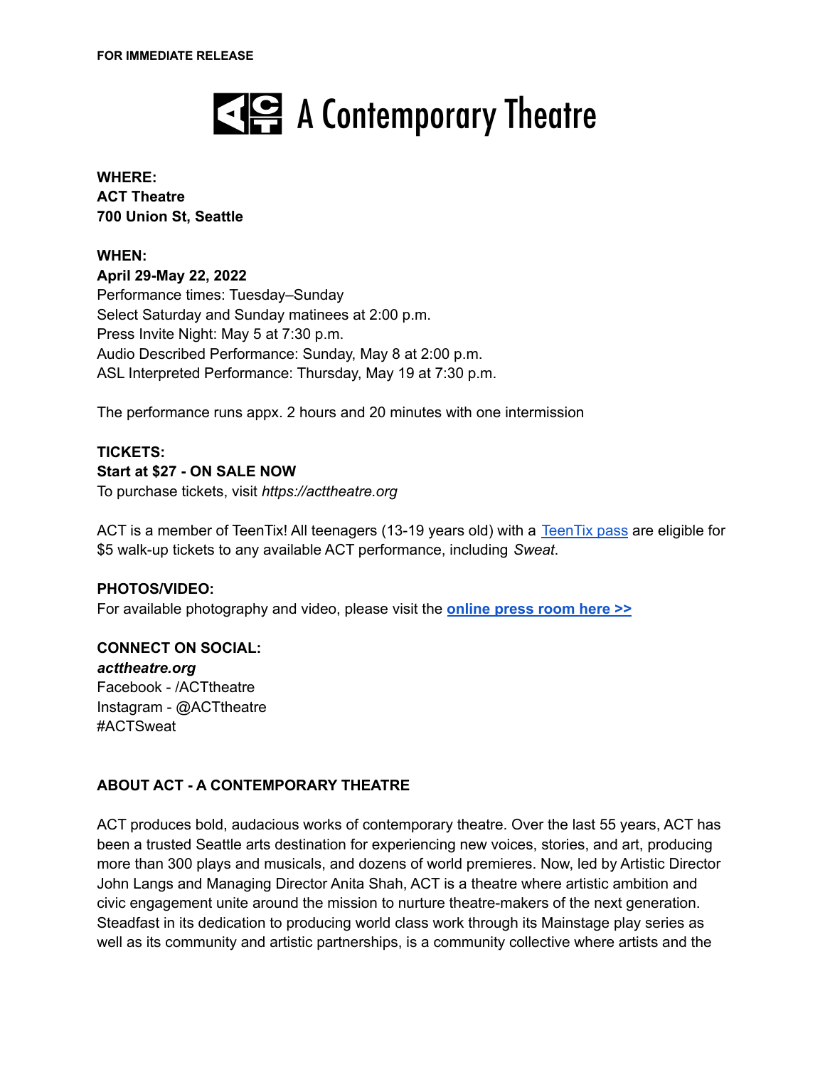**FOR IMMEDIATE RELEASE**

# A Contemporary Theatre

**WHERE:**
**ACT Theatre**
**700 Union St, Seattle**

**WHEN:**
**April 29-May 22, 2022**
Performance times: Tuesday–Sunday
Select Saturday and Sunday matinees at 2:00 p.m.
Press Invite Night: May 5 at 7:30 p.m.
Audio Described Performance: Sunday, May 8 at 2:00 p.m.
ASL Interpreted Performance: Thursday, May 19 at 7:30 p.m.

The performance runs appx. 2 hours and 20 minutes with one intermission

**TICKETS:**
**Start at $27 - ON SALE NOW**
To purchase tickets, visit *https://acttheatre.org*

ACT is a member of TeenTix! All teenagers (13-19 years old) with a TeenTix pass are eligible for $5 walk-up tickets to any available ACT performance, including *Sweat*.

**PHOTOS/VIDEO:**
For available photography and video, please visit the **online press room here >>**

**CONNECT ON SOCIAL:**
***acttheatre.org***
Facebook - /ACTtheatre
Instagram - @ACTtheatre
#ACTSweat

## ABOUT ACT - A CONTEMPORARY THEATRE

ACT produces bold, audacious works of contemporary theatre. Over the last 55 years, ACT has been a trusted Seattle arts destination for experiencing new voices, stories, and art, producing more than 300 plays and musicals, and dozens of world premieres. Now, led by Artistic Director John Langs and Managing Director Anita Shah, ACT is a theatre where artistic ambition and civic engagement unite around the mission to nurture theatre-makers of the next generation. Steadfast in its dedication to producing world class work through its Mainstage play series as well as its community and artistic partnerships, is a community collective where artists and the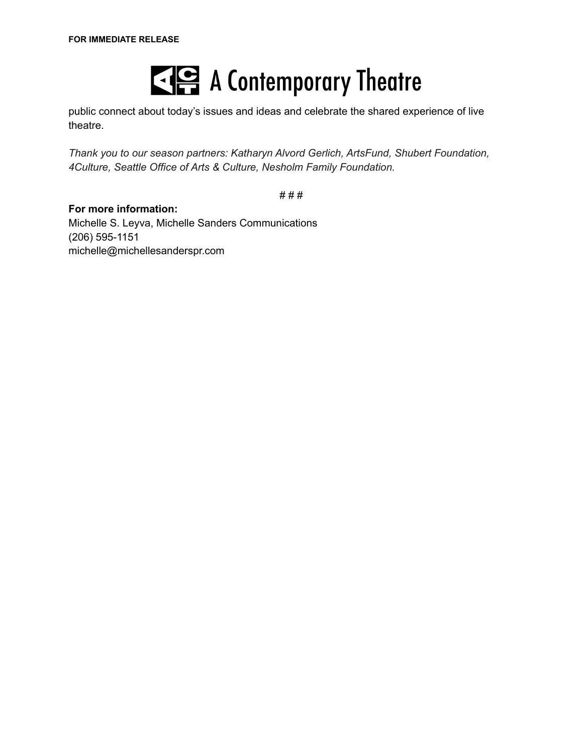public connect about today's issues and ideas and celebrate the shared experience of live theatre.

*Thank you to our season partners: Katharyn Alvord Gerlich, ArtsFund, Shubert Foundation, 4Culture, Seattle Office of Arts & Culture, Nesholm Family Foundation.*

# # #

**For more information:**
Michelle S. Leyva, Michelle Sanders Communications
(206) 595-1151
michelle@michellesanderspr.com